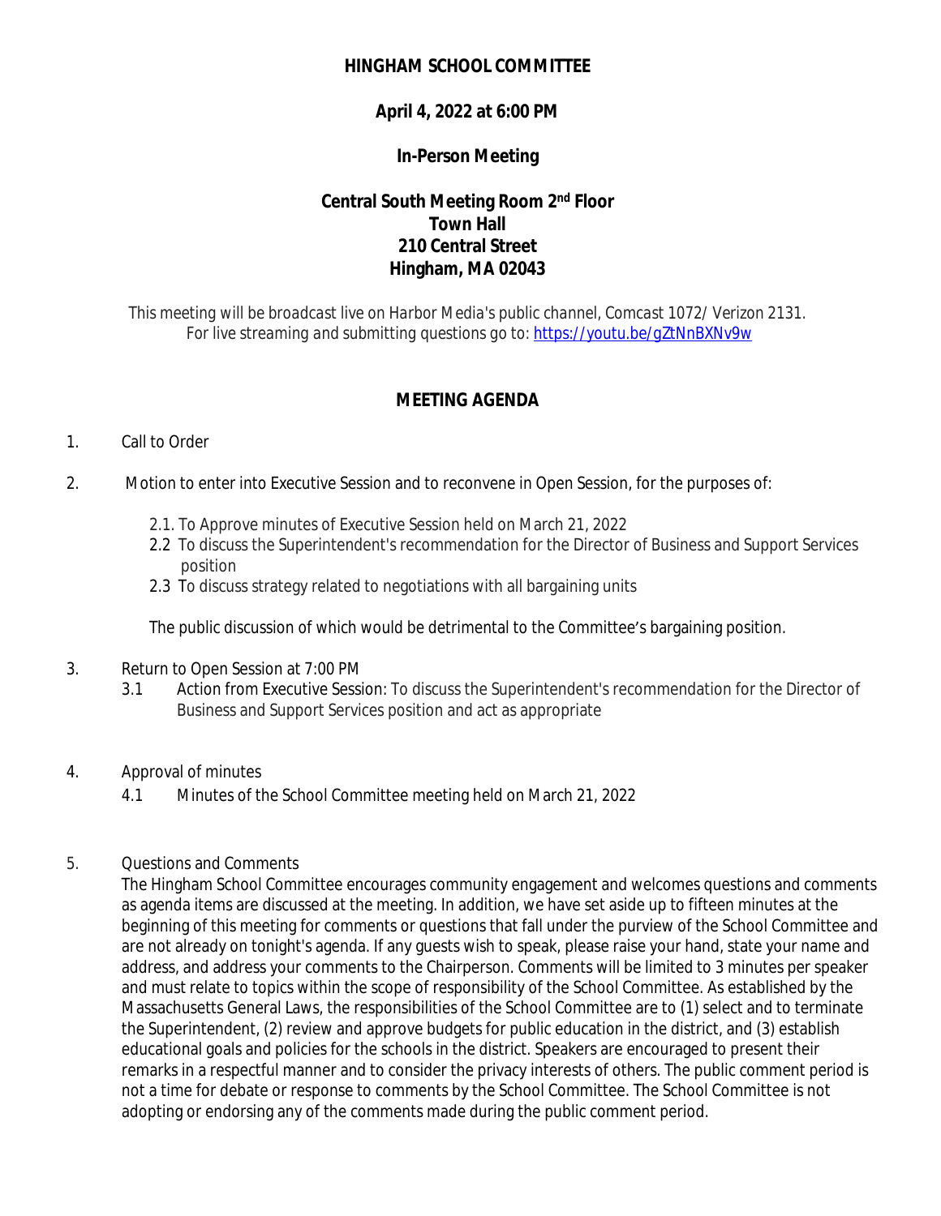# HINGHAM SCHOOL COMMITTEE

**April 4, 2022 at 6:00 PM**

**In-Person Meeting**

**Central South Meeting Room 2nd Floor**
**Town Hall**
**210 Central Street**
**Hingham, MA 02043**

*This meeting will be broadcast live on Harbor Media's public channel, Comcast 1072/ Verizon 2131. For live streaming and submitting questions go to:* https://youtu.be/gZtNnBXNv9w

## MEETING AGENDA

1. Call to Order

2. Motion to enter into Executive Session and to reconvene in Open Session, for the purposes of:

   2.1. To Approve minutes of Executive Session held on March 21, 2022

   2.2 To discuss the Superintendent's recommendation for the Director of Business and Support Services position

   2.3 To discuss strategy related to negotiations with all bargaining units

   The public discussion of which would be detrimental to the Committee's bargaining position.

3. Return to Open Session at 7:00 PM

   3.1 Action from Executive Session: To discuss the Superintendent's recommendation for the Director of Business and Support Services position and act as appropriate

4. Approval of minutes

   4.1 Minutes of the School Committee meeting held on March 21, 2022

5. Questions and Comments

   The Hingham School Committee encourages community engagement and welcomes questions and comments as agenda items are discussed at the meeting. In addition, we have set aside up to fifteen minutes at the beginning of this meeting for comments or questions that fall under the purview of the School Committee and are not already on tonight's agenda. If any guests wish to speak, please raise your hand, state your name and address, and address your comments to the Chairperson. Comments will be limited to 3 minutes per speaker and must relate to topics within the scope of responsibility of the School Committee. As established by the Massachusetts General Laws, the responsibilities of the School Committee are to (1) select and to terminate the Superintendent, (2) review and approve budgets for public education in the district, and (3) establish educational goals and policies for the schools in the district. Speakers are encouraged to present their remarks in a respectful manner and to consider the privacy interests of others. The public comment period is not a time for debate or response to comments by the School Committee. The School Committee is not adopting or endorsing any of the comments made during the public comment period.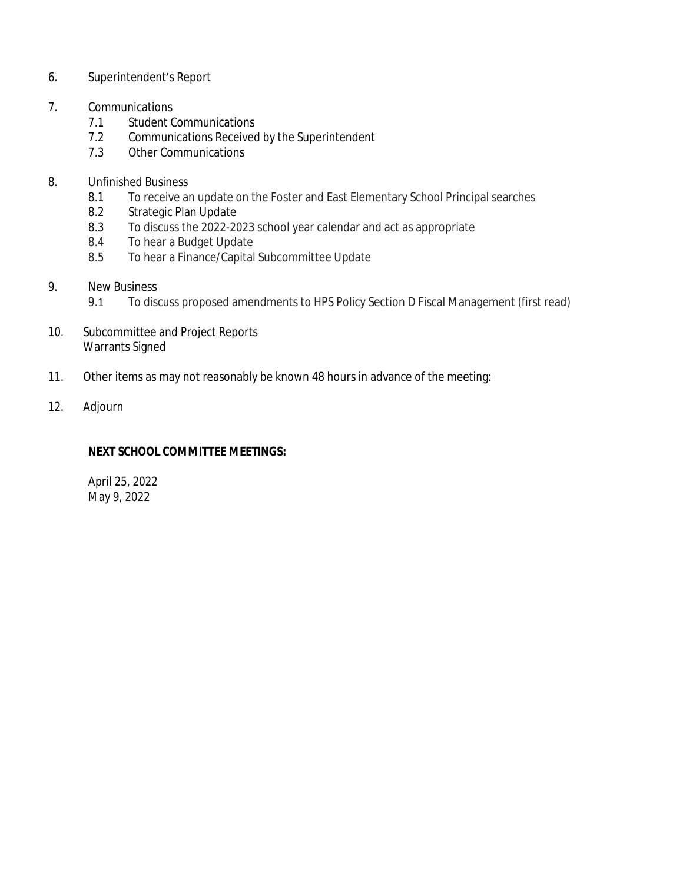6. Superintendent's Report

7. Communications
   - 7.1 Student Communications
   - 7.2 Communications Received by the Superintendent
   - 7.3 Other Communications

8. Unfinished Business
   - 8.1 To receive an update on the Foster and East Elementary School Principal searches
   - 8.2 Strategic Plan Update
   - 8.3 To discuss the 2022-2023 school year calendar and act as appropriate
   - 8.4 To hear a Budget Update
   - 8.5 To hear a Finance/Capital Subcommittee Update

9. New Business
   - 9.1 To discuss proposed amendments to HPS Policy Section D Fiscal Management (first read)

10. Subcommittee and Project Reports
    Warrants Signed

11. Other items as may not reasonably be known 48 hours in advance of the meeting:

12. Adjourn

**NEXT SCHOOL COMMITTEE MEETINGS:**

April 25, 2022
May 9, 2022